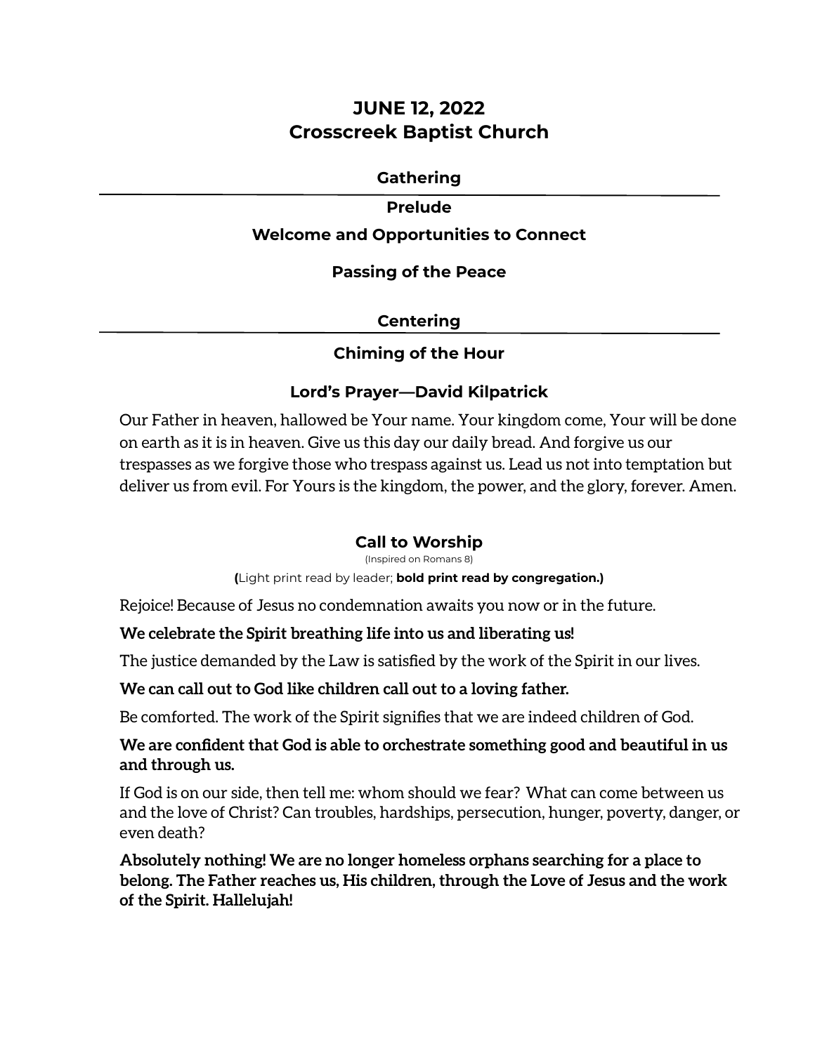# JUNE 12, 2022
# Crosscreek Baptist Church

## Gathering

---

### Prelude

### Welcome and Opportunities to Connect

### Passing of the Peace

## Centering

---

### Chiming of the Hour

### Lord's Prayer—David Kilpatrick

Our Father in heaven, hallowed be Your name. Your kingdom come, Your will be done on earth as it is in heaven. Give us this day our daily bread. And forgive us our trespasses as we forgive those who trespass against us. Lead us not into temptation but deliver us from evil. For Yours is the kingdom, the power, and the glory, forever. Amen.

### Call to Worship

(Inspired on Romans 8)

(Light print read by leader; **bold print read by congregation.)**

Rejoice! Because of Jesus no condemnation awaits you now or in the future.

**We celebrate the Spirit breathing life into us and liberating us!**

The justice demanded by the Law is satisfied by the work of the Spirit in our lives.

**We can call out to God like children call out to a loving father.**

Be comforted. The work of the Spirit signifies that we are indeed children of God.

**We are confident that God is able to orchestrate something good and beautiful in us and through us.**

If God is on our side, then tell me: whom should we fear? What can come between us and the love of Christ? Can troubles, hardships, persecution, hunger, poverty, danger, or even death?

**Absolutely nothing! We are no longer homeless orphans searching for a place to belong. The Father reaches us, His children, through the Love of Jesus and the work of the Spirit. Hallelujah!**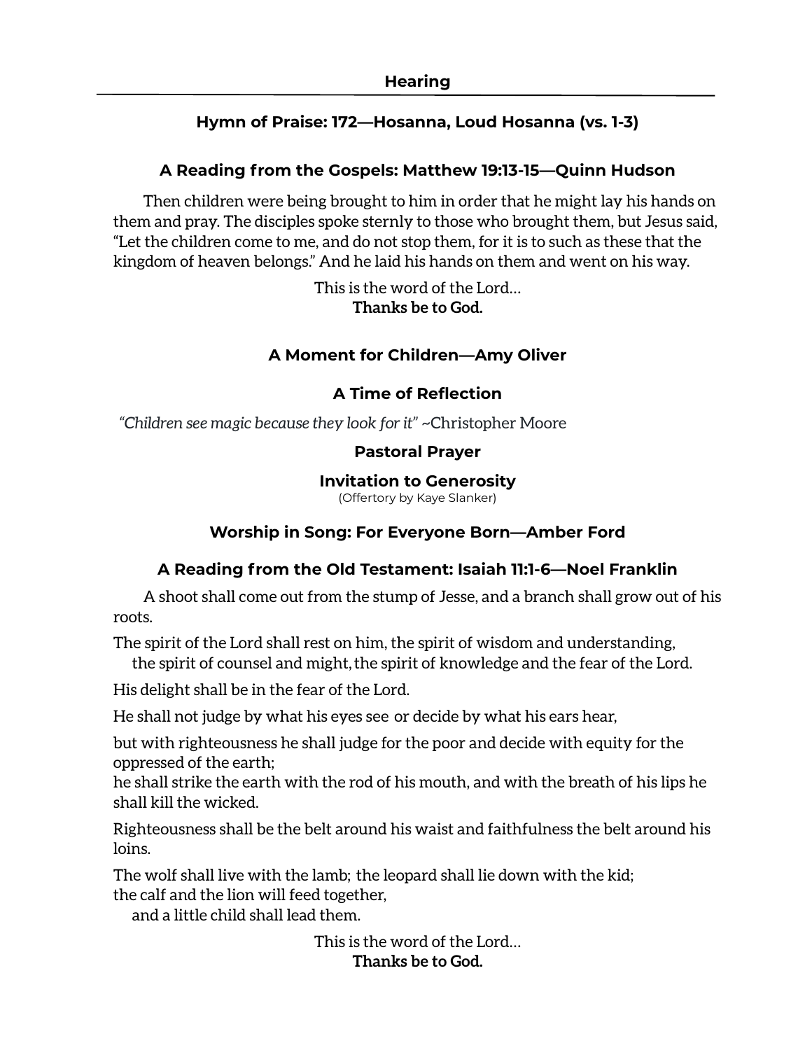## Hearing

### Hymn of Praise: 172—Hosanna, Loud Hosanna (vs. 1-3)

### A Reading from the Gospels: Matthew 19:13-15—Quinn Hudson

Then children were being brought to him in order that he might lay his hands on them and pray. The disciples spoke sternly to those who brought them, but Jesus said, "Let the children come to me, and do not stop them, for it is to such as these that the kingdom of heaven belongs." And he laid his hands on them and went on his way.

This is the word of the Lord…
**Thanks be to God.**

### A Moment for Children—Amy Oliver

### A Time of Reflection

*"Children see magic because they look for it"* ~Christopher Moore

### Pastoral Prayer

### Invitation to Generosity

(Offertory by Kaye Slanker)

### Worship in Song: For Everyone Born—Amber Ford

### A Reading from the Old Testament: Isaiah 11:1-6—Noel Franklin

A shoot shall come out from the stump of Jesse, and a branch shall grow out of his roots.

The spirit of the Lord shall rest on him, the spirit of wisdom and understanding,
the spirit of counsel and might, the spirit of knowledge and the fear of the Lord.

His delight shall be in the fear of the Lord.

He shall not judge by what his eyes see or decide by what his ears hear,

but with righteousness he shall judge for the poor and decide with equity for the oppressed of the earth;
he shall strike the earth with the rod of his mouth, and with the breath of his lips he shall kill the wicked.

Righteousness shall be the belt around his waist and faithfulness the belt around his loins.

The wolf shall live with the lamb; the leopard shall lie down with the kid;
the calf and the lion will feed together,
and a little child shall lead them.

This is the word of the Lord…
**Thanks be to God.**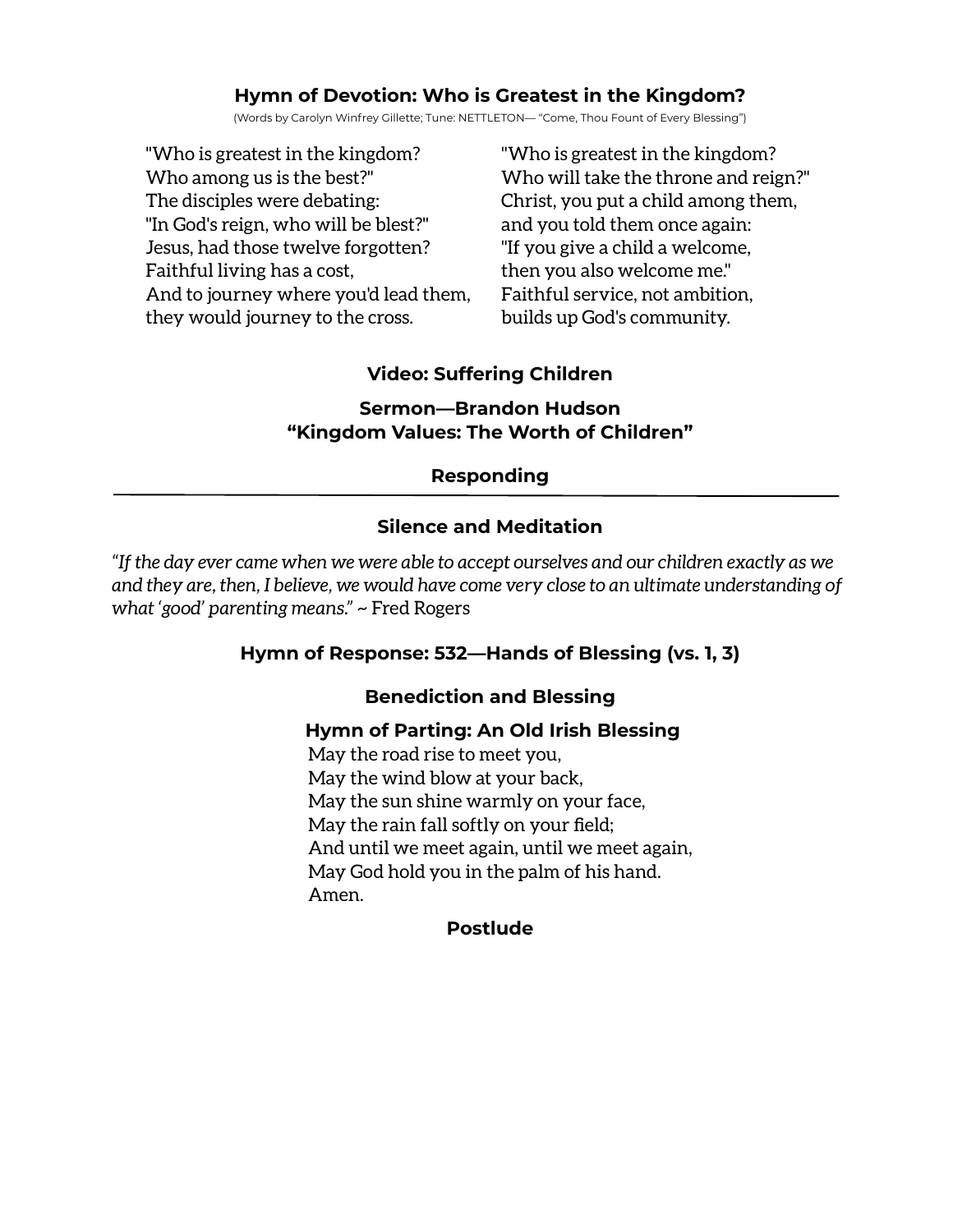### Hymn of Devotion: Who is Greatest in the Kingdom?

(Words by Carolyn Winfrey Gillette; Tune: NETTLETON— "Come, Thou Fount of Every Blessing")

"Who is greatest in the kingdom?
Who among us is the best?"
The disciples were debating:
"In God's reign, who will be blest?"
Jesus, had those twelve forgotten?
Faithful living has a cost,
And to journey where you'd lead them,
they would journey to the cross.

"Who is greatest in the kingdom?
Who will take the throne and reign?"
Christ, you put a child among them,
and you told them once again:
"If you give a child a welcome,
then you also welcome me."
Faithful service, not ambition,
builds up God's community.

### Video: Suffering Children

### Sermon—Brandon Hudson
### "Kingdom Values: The Worth of Children"

## Responding

---

### Silence and Meditation

*"If the day ever came when we were able to accept ourselves and our children exactly as we and they are, then, I believe, we would have come very close to an ultimate understanding of what 'good' parenting means."* ~ Fred Rogers

### Hymn of Response: 532—Hands of Blessing (vs. 1, 3)

### Benediction and Blessing

### Hymn of Parting: An Old Irish Blessing

May the road rise to meet you,
May the wind blow at your back,
May the sun shine warmly on your face,
May the rain fall softly on your field;
And until we meet again, until we meet again,
May God hold you in the palm of his hand.
Amen.

### Postlude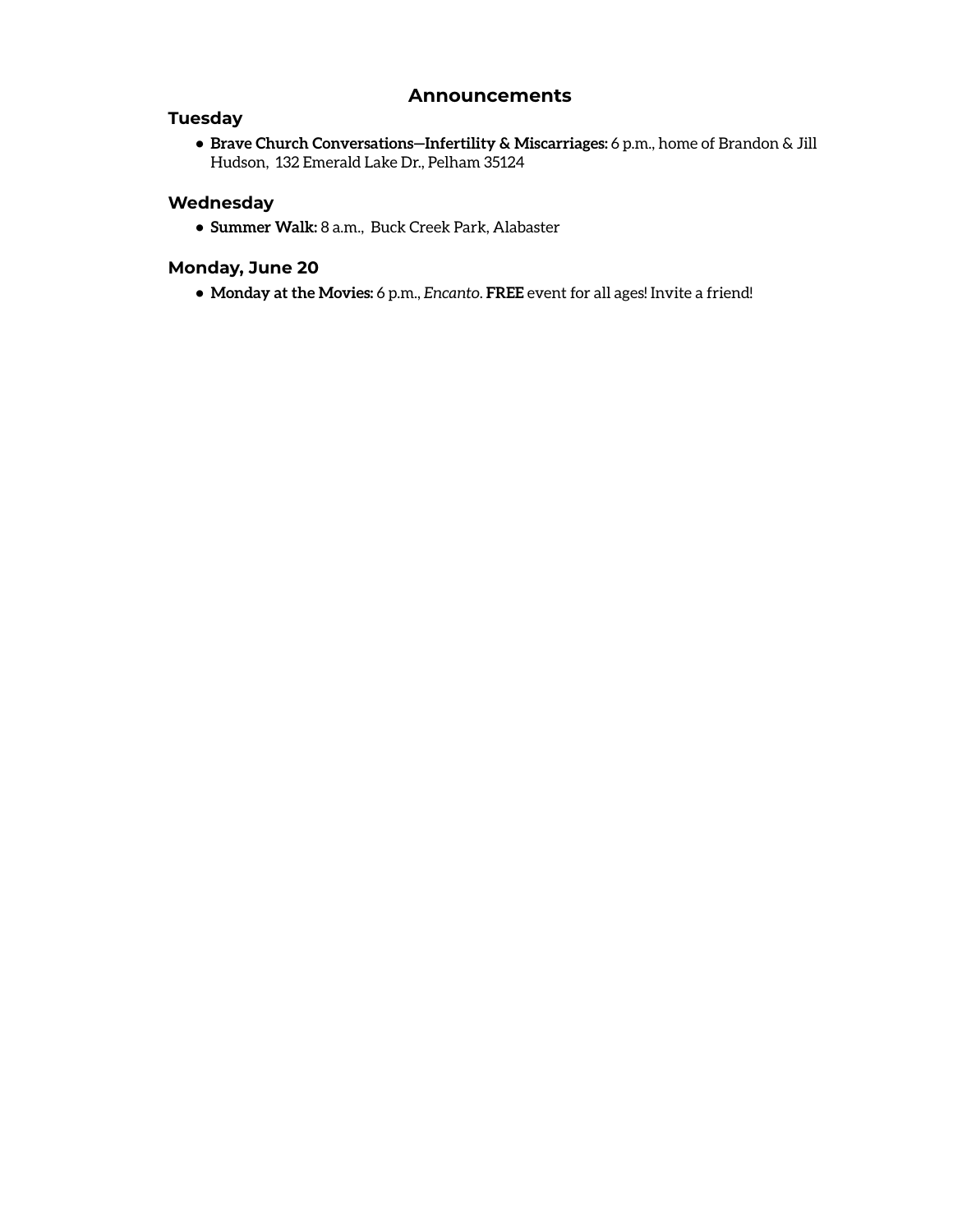## Announcements

### Tuesday

- **Brave Church Conversations—Infertility & Miscarriages:** 6 p.m., home of Brandon & Jill Hudson, 132 Emerald Lake Dr., Pelham 35124

### Wednesday

- **Summer Walk:** 8 a.m., Buck Creek Park, Alabaster

### Monday, June 20

- **Monday at the Movies:** 6 p.m., *Encanto*. **FREE** event for all ages! Invite a friend!